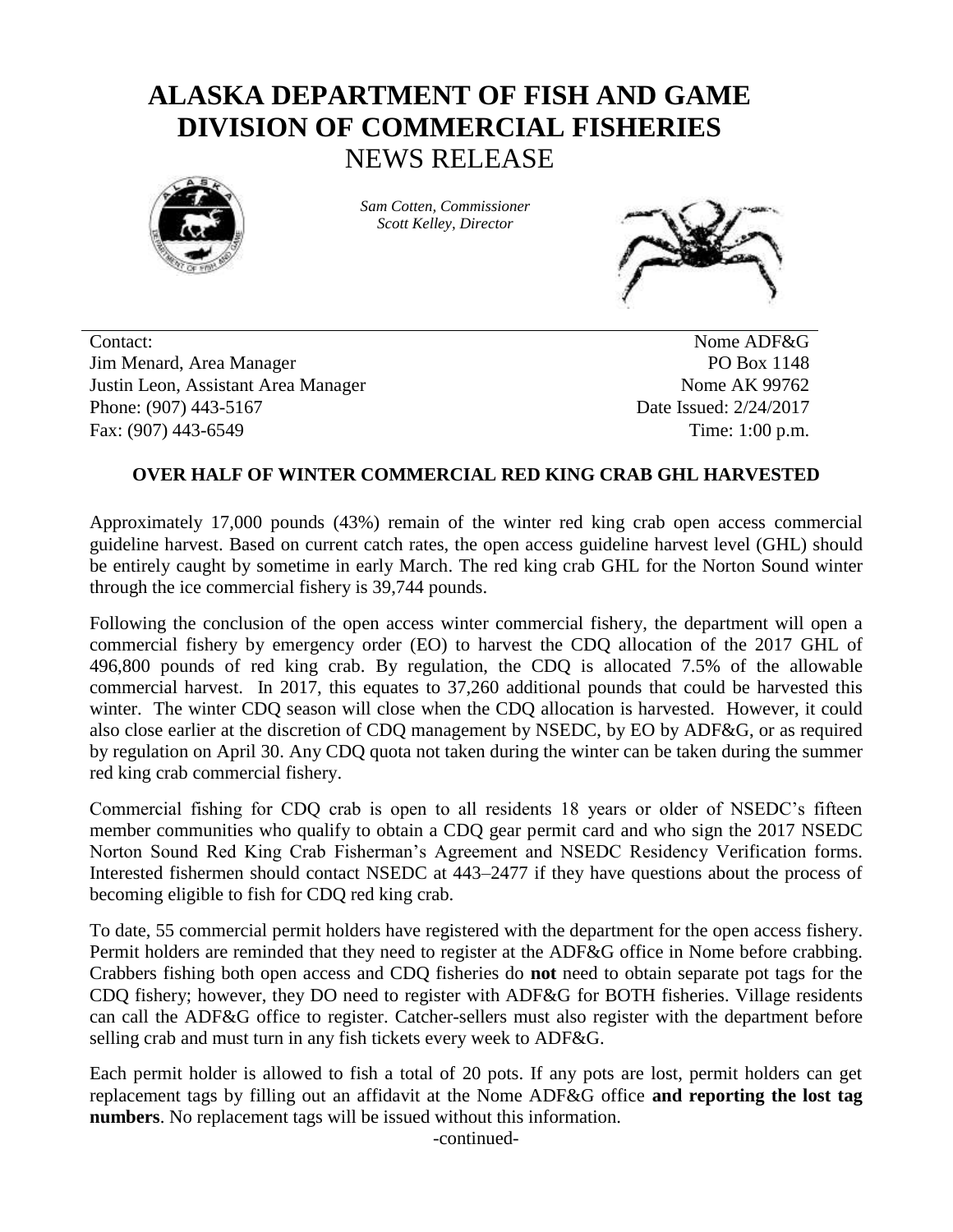# ALASKA DEPARTMENT OF FISH AND GAME
# DIVISION OF COMMERCIAL FISHERIES
## NEWS RELEASE

*Sam Cotten, Commissioner*
*Scott Kelley, Director*

Contact:
Jim Menard, Area Manager
Justin Leon, Assistant Area Manager
Phone: (907) 443-5167
Fax: (907) 443-6549

Nome ADF&G
PO Box 1148
Nome AK 99762
Date Issued: 2/24/2017
Time: 1:00 p.m.

**OVER HALF OF WINTER COMMERCIAL RED KING CRAB GHL HARVESTED**

Approximately 17,000 pounds (43%) remain of the winter red king crab open access commercial guideline harvest. Based on current catch rates, the open access guideline harvest level (GHL) should be entirely caught by sometime in early March. The red king crab GHL for the Norton Sound winter through the ice commercial fishery is 39,744 pounds.

Following the conclusion of the open access winter commercial fishery, the department will open a commercial fishery by emergency order (EO) to harvest the CDQ allocation of the 2017 GHL of 496,800 pounds of red king crab. By regulation, the CDQ is allocated 7.5% of the allowable commercial harvest. In 2017, this equates to 37,260 additional pounds that could be harvested this winter. The winter CDQ season will close when the CDQ allocation is harvested. However, it could also close earlier at the discretion of CDQ management by NSEDC, by EO by ADF&G, or as required by regulation on April 30. Any CDQ quota not taken during the winter can be taken during the summer red king crab commercial fishery.

Commercial fishing for CDQ crab is open to all residents 18 years or older of NSEDC's fifteen member communities who qualify to obtain a CDQ gear permit card and who sign the 2017 NSEDC Norton Sound Red King Crab Fisherman's Agreement and NSEDC Residency Verification forms. Interested fishermen should contact NSEDC at 443–2477 if they have questions about the process of becoming eligible to fish for CDQ red king crab.

To date, 55 commercial permit holders have registered with the department for the open access fishery. Permit holders are reminded that they need to register at the ADF&G office in Nome before crabbing. Crabbers fishing both open access and CDQ fisheries do **not** need to obtain separate pot tags for the CDQ fishery; however, they DO need to register with ADF&G for BOTH fisheries. Village residents can call the ADF&G office to register. Catcher-sellers must also register with the department before selling crab and must turn in any fish tickets every week to ADF&G.

Each permit holder is allowed to fish a total of 20 pots. If any pots are lost, permit holders can get replacement tags by filling out an affidavit at the Nome ADF&G office **and reporting the lost tag numbers**. No replacement tags will be issued without this information.

-continued-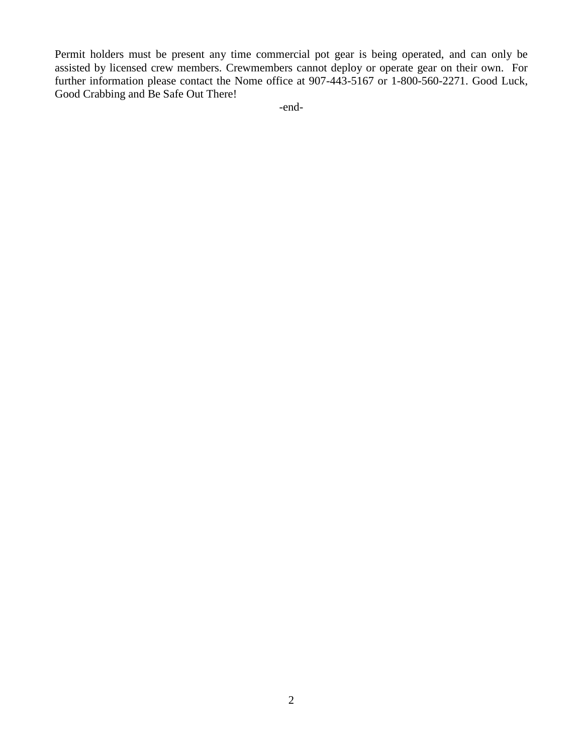Permit holders must be present any time commercial pot gear is being operated, and can only be assisted by licensed crew members. Crewmembers cannot deploy or operate gear on their own. For further information please contact the Nome office at 907-443-5167 or 1-800-560-2271. Good Luck, Good Crabbing and Be Safe Out There!

-end-